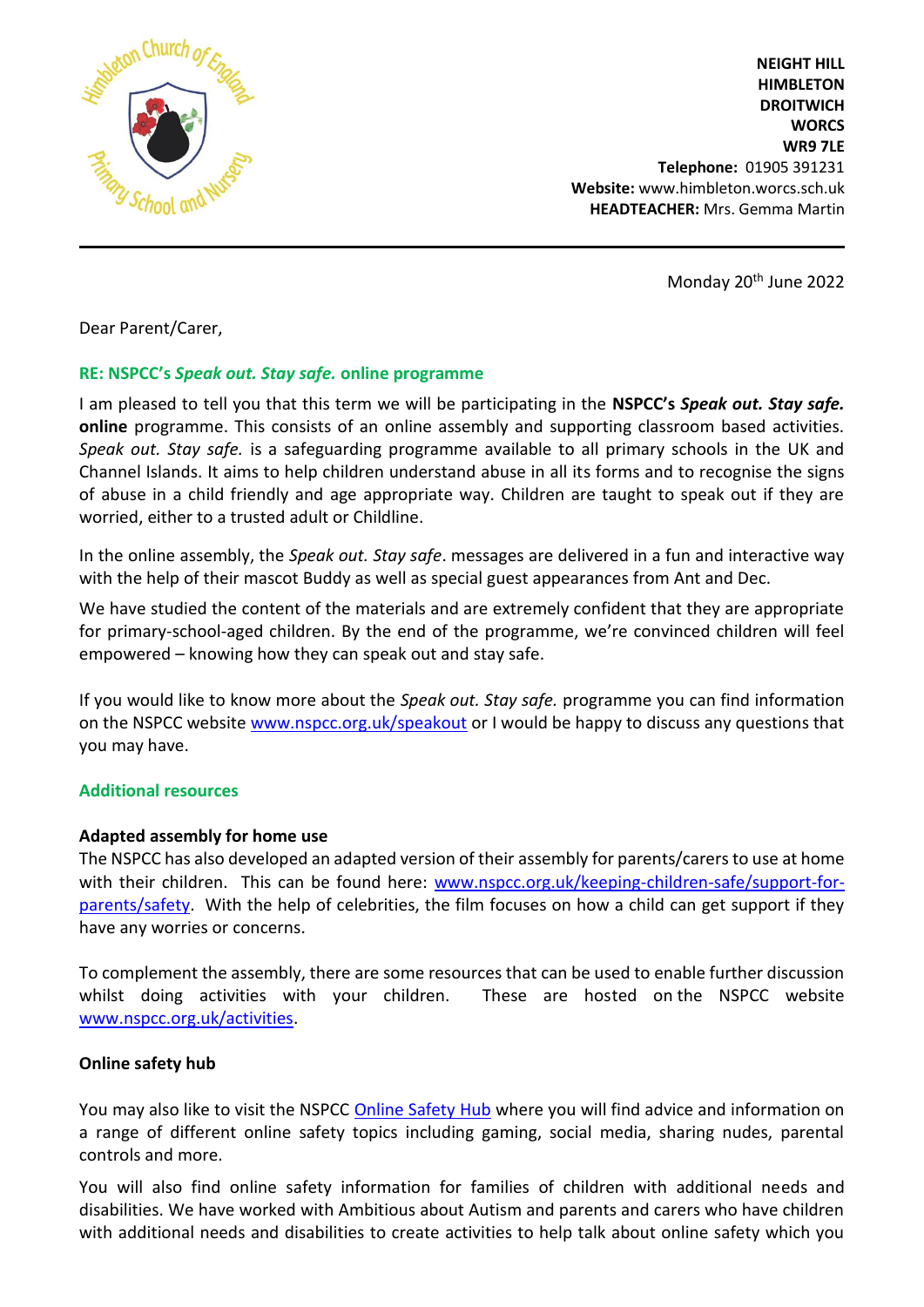NEIGHT HILL
HIMBLETON
DROITWICH
WORCS
WR9 7LE
**Telephone:** 01905 391231
**Website:** www.himbleton.worcs.sch.uk
**HEADTEACHER:** Mrs. Gemma Martin

Monday 20th June 2022

Dear Parent/Carer,

## RE: NSPCC's *Speak out. Stay safe.* online programme

I am pleased to tell you that this term we will be participating in the **NSPCC's *Speak out. Stay safe.* online** programme. This consists of an online assembly and supporting classroom based activities. *Speak out. Stay safe.* is a safeguarding programme available to all primary schools in the UK and Channel Islands. It aims to help children understand abuse in all its forms and to recognise the signs of abuse in a child friendly and age appropriate way. Children are taught to speak out if they are worried, either to a trusted adult or Childline.

In the online assembly, the *Speak out. Stay safe*. messages are delivered in a fun and interactive way with the help of their mascot Buddy as well as special guest appearances from Ant and Dec.

We have studied the content of the materials and are extremely confident that they are appropriate for primary-school-aged children. By the end of the programme, we're convinced children will feel empowered – knowing how they can speak out and stay safe.

If you would like to know more about the *Speak out. Stay safe.* programme you can find information on the NSPCC website www.nspcc.org.uk/speakout or I would be happy to discuss any questions that you may have.

## Additional resources

### Adapted assembly for home use

The NSPCC has also developed an adapted version of their assembly for parents/carers to use at home with their children. This can be found here: www.nspcc.org.uk/keeping-children-safe/support-for-parents/safety. With the help of celebrities, the film focuses on how a child can get support if they have any worries or concerns.

To complement the assembly, there are some resources that can be used to enable further discussion whilst doing activities with your children. These are hosted on the NSPCC website www.nspcc.org.uk/activities.

### Online safety hub

You may also like to visit the NSPCC Online Safety Hub where you will find advice and information on a range of different online safety topics including gaming, social media, sharing nudes, parental controls and more.

You will also find online safety information for families of children with additional needs and disabilities. We have worked with Ambitious about Autism and parents and carers who have children with additional needs and disabilities to create activities to help talk about online safety which you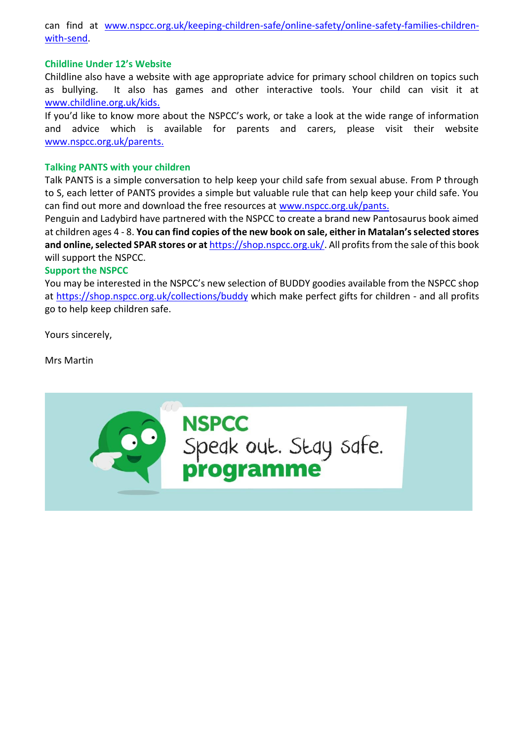can find at www.nspcc.org.uk/keeping-children-safe/online-safety/online-safety-families-children-with-send.

### Childline Under 12's Website

Childline also have a website with age appropriate advice for primary school children on topics such as bullying. It also has games and other interactive tools. Your child can visit it at www.childline.org.uk/kids.

If you'd like to know more about the NSPCC's work, or take a look at the wide range of information and advice which is available for parents and carers, please visit their website www.nspcc.org.uk/parents.

### Talking PANTS with your children

Talk PANTS is a simple conversation to help keep your child safe from sexual abuse. From P through to S, each letter of PANTS provides a simple but valuable rule that can help keep your child safe. You can find out more and download the free resources at www.nspcc.org.uk/pants.

Penguin and Ladybird have partnered with the NSPCC to create a brand new Pantosaurus book aimed at children ages 4 - 8. **You can find copies of the new book on sale, either in Matalan's selected stores and online, selected SPAR stores or at** https://shop.nspcc.org.uk/. All profits from the sale of this book will support the NSPCC.

### Support the NSPCC

You may be interested in the NSPCC's new selection of BUDDY goodies available from the NSPCC shop at https://shop.nspcc.org.uk/collections/buddy which make perfect gifts for children - and all profits go to help keep children safe.

Yours sincerely,

Mrs Martin

NSPCC
Speak out. Stay safe.
programme